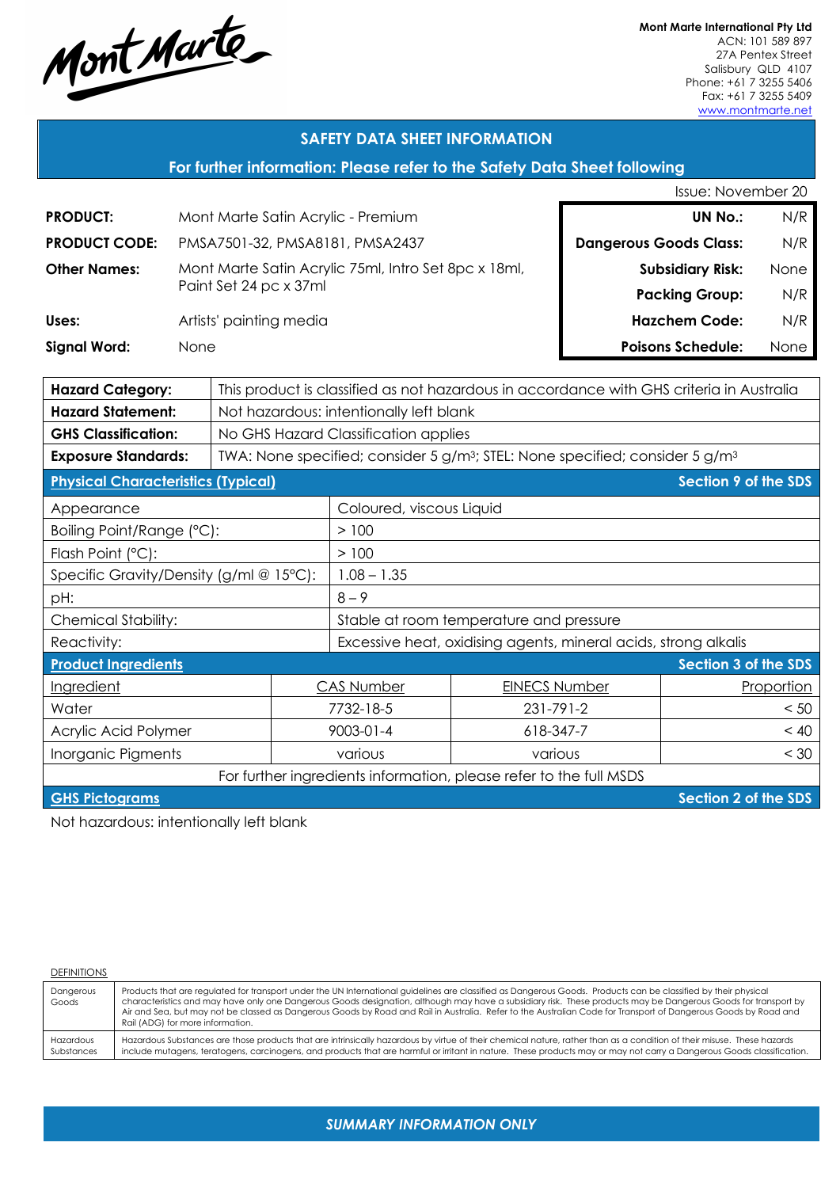Mont Marte

**Mont Marte International Pty Ltd**
ACN: 101 589 897
27A Pentex Street
Salisbury QLD 4107
Phone: +61 7 3255 5406
Fax: +61 7 3255 5409
www.montmarte.net

## SAFETY DATA SHEET INFORMATION

**For further information: Please refer to the Safety Data Sheet following**

Issue: November 20

| | |
|---|---|
| **PRODUCT:** | Mont Marte Satin Acrylic - Premium |
| **PRODUCT CODE:** | PMSA7501-32, PMSA8181, PMSA2437 |
| **Other Names:** | Mont Marte Satin Acrylic 75ml, Intro Set 8pc x 18ml, Paint Set 24 pc x 37ml |
| **Uses:** | Artists' painting media |
| **Signal Word:** | None |

| | |
|---|---|
| **UN No.:** | N/R |
| **Dangerous Goods Class:** | N/R |
| **Subsidiary Risk:** | None |
| **Packing Group:** | N/R |
| **Hazchem Code:** | N/R |
| **Poisons Schedule:** | None |

| | |
|---|---|
| **Hazard Category:** | This product is classified as not hazardous in accordance with GHS criteria in Australia |
| **Hazard Statement:** | Not hazardous: intentionally left blank |
| **GHS Classification:** | No GHS Hazard Classification applies |
| **Exposure Standards:** | TWA: None specified; consider 5 g/m³; STEL: None specified; consider 5 g/m³ |

**Physical Characteristics (Typical)** — Section 9 of the SDS

| | |
|---|---|
| Appearance | Coloured, viscous Liquid |
| Boiling Point/Range (°C): | > 100 |
| Flash Point (°C): | > 100 |
| Specific Gravity/Density (g/ml @ 15°C): | 1.08 – 1.35 |
| pH: | 8 – 9 |
| Chemical Stability: | Stable at room temperature and pressure |
| Reactivity: | Excessive heat, oxidising agents, mineral acids, strong alkalis |

**Product Ingredients** — Section 3 of the SDS

| Ingredient | CAS Number | EINECS Number | Proportion |
|---|---|---|---|
| Water | 7732-18-5 | 231-791-2 | < 50 |
| Acrylic Acid Polymer | 9003-01-4 | 618-347-7 | < 40 |
| Inorganic Pigments | various | various | < 30 |

For further ingredients information, please refer to the full MSDS

**GHS Pictograms** — Section 2 of the SDS

Not hazardous: intentionally left blank

DEFINITIONS

| | |
|---|---|
| Dangerous Goods | Products that are regulated for transport under the UN International guidelines are classified as Dangerous Goods. Products can be classified by their physical characteristics and may have only one Dangerous Goods designation, although may have a subsidiary risk. These products may be Dangerous Goods for transport by Air and Sea, but may not be classed as Dangerous Goods by Road and Rail in Australia. Refer to the Australian Code for Transport of Dangerous Goods by Road and Rail (ADG) for more information. |
| Hazardous Substances | Hazardous Substances are those products that are intrinsically hazardous by virtue of their chemical nature, rather than as a condition of their misuse. These hazards include mutagens, teratogens, carcinogens, and products that are harmful or irritant in nature. These products may or may not carry a Dangerous Goods classification. |

*SUMMARY INFORMATION ONLY*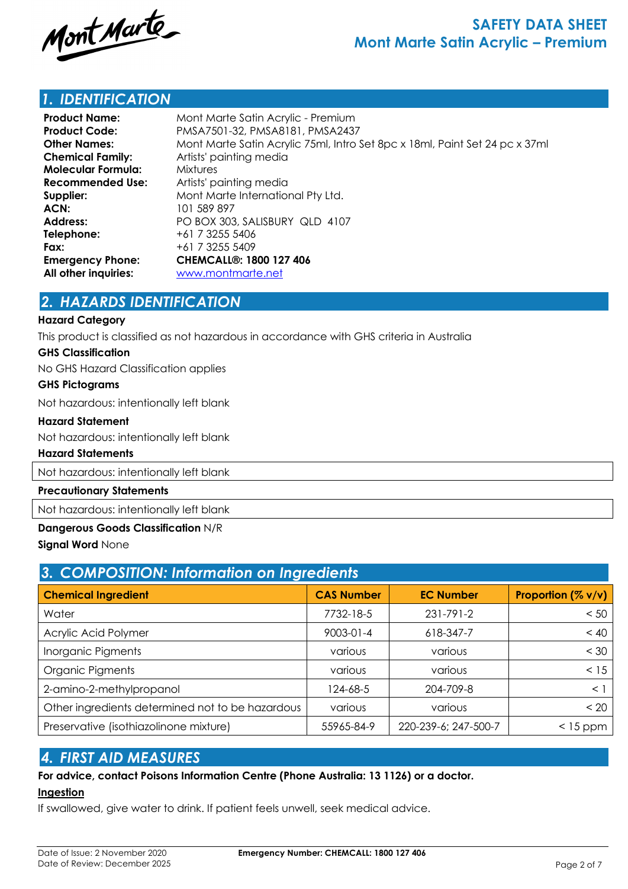# SAFETY DATA SHEET
# Mont Marte Satin Acrylic – Premium

## 1. IDENTIFICATION

**Product Name:** Mont Marte Satin Acrylic - Premium
**Product Code:** PMSA7501-32, PMSA8181, PMSA2437
**Other Names:** Mont Marte Satin Acrylic 75ml, Intro Set 8pc x 18ml, Paint Set 24 pc x 37ml
**Chemical Family:** Artists' painting media
**Molecular Formula:** Mixtures
**Recommended Use:** Artists' painting media
**Supplier:** Mont Marte International Pty Ltd.
**ACN:** 101 589 897
**Address:** PO BOX 303, SALISBURY QLD 4107
**Telephone:** +61 7 3255 5406
**Fax:** +61 7 3255 5409
**Emergency Phone:** **CHEMCALL®: 1800 127 406**
**All other inquiries:** www.montmarte.net

## 2. HAZARDS IDENTIFICATION

**Hazard Category**

This product is classified as not hazardous in accordance with GHS criteria in Australia

**GHS Classification**

No GHS Hazard Classification applies

**GHS Pictograms**

Not hazardous: intentionally left blank

**Hazard Statement**

Not hazardous: intentionally left blank

**Hazard Statements**

Not hazardous: intentionally left blank

**Precautionary Statements**

Not hazardous: intentionally left blank

**Dangerous Goods Classification** N/R

**Signal Word** None

## 3. COMPOSITION: Information on Ingredients

| Chemical Ingredient | CAS Number | EC Number | Proportion (% v/v) |
|---|---|---|---|
| Water | 7732-18-5 | 231-791-2 | < 50 |
| Acrylic Acid Polymer | 9003-01-4 | 618-347-7 | < 40 |
| Inorganic Pigments | various | various | < 30 |
| Organic Pigments | various | various | < 15 |
| 2-amino-2-methylpropanol | 124-68-5 | 204-709-8 | < 1 |
| Other ingredients determined not to be hazardous | various | various | < 20 |
| Preservative (isothiazolinone mixture) | 55965-84-9 | 220-239-6; 247-500-7 | < 15 ppm |

## 4. FIRST AID MEASURES

**For advice, contact Poisons Information Centre (Phone Australia: 13 1126) or a doctor.**

**Ingestion**

If swallowed, give water to drink. If patient feels unwell, seek medical advice.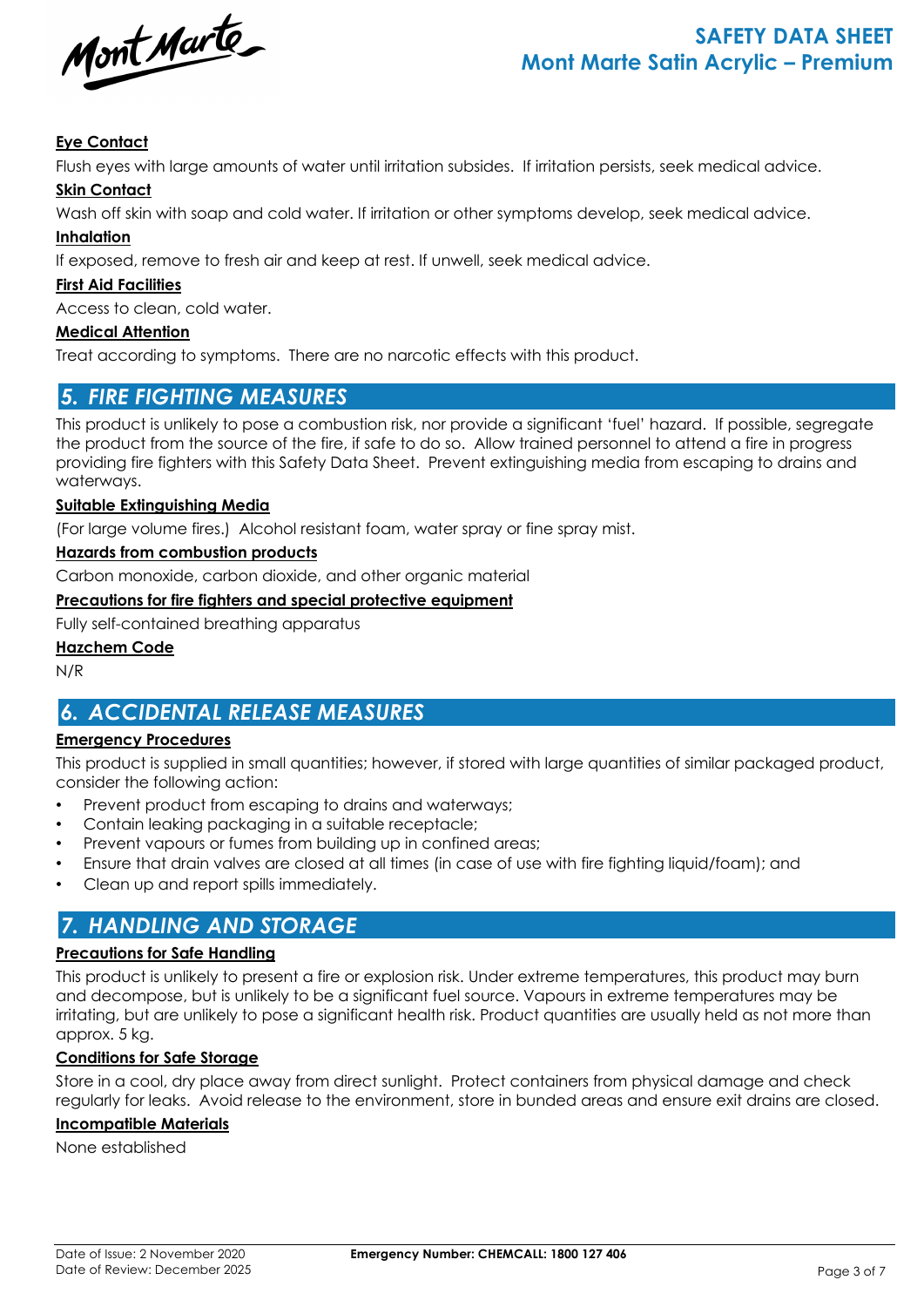**Eye Contact**

Flush eyes with large amounts of water until irritation subsides. If irritation persists, seek medical advice.

**Skin Contact**

Wash off skin with soap and cold water. If irritation or other symptoms develop, seek medical advice.

**Inhalation**

If exposed, remove to fresh air and keep at rest. If unwell, seek medical advice.

**First Aid Facilities**

Access to clean, cold water.

**Medical Attention**

Treat according to symptoms. There are no narcotic effects with this product.

## 5. FIRE FIGHTING MEASURES

This product is unlikely to pose a combustion risk, nor provide a significant 'fuel' hazard. If possible, segregate the product from the source of the fire, if safe to do so. Allow trained personnel to attend a fire in progress providing fire fighters with this Safety Data Sheet. Prevent extinguishing media from escaping to drains and waterways.

**Suitable Extinguishing Media**

(For large volume fires.) Alcohol resistant foam, water spray or fine spray mist.

**Hazards from combustion products**

Carbon monoxide, carbon dioxide, and other organic material

**Precautions for fire fighters and special protective equipment**

Fully self-contained breathing apparatus

**Hazchem Code**

N/R

## 6. ACCIDENTAL RELEASE MEASURES

**Emergency Procedures**

This product is supplied in small quantities; however, if stored with large quantities of similar packaged product, consider the following action:

- Prevent product from escaping to drains and waterways;
- Contain leaking packaging in a suitable receptacle;
- Prevent vapours or fumes from building up in confined areas;
- Ensure that drain valves are closed at all times (in case of use with fire fighting liquid/foam); and
- Clean up and report spills immediately.

## 7. HANDLING AND STORAGE

**Precautions for Safe Handling**

This product is unlikely to present a fire or explosion risk. Under extreme temperatures, this product may burn and decompose, but is unlikely to be a significant fuel source. Vapours in extreme temperatures may be irritating, but are unlikely to pose a significant health risk. Product quantities are usually held as not more than approx. 5 kg.

**Conditions for Safe Storage**

Store in a cool, dry place away from direct sunlight. Protect containers from physical damage and check regularly for leaks. Avoid release to the environment, store in bunded areas and ensure exit drains are closed.

**Incompatible Materials**

None established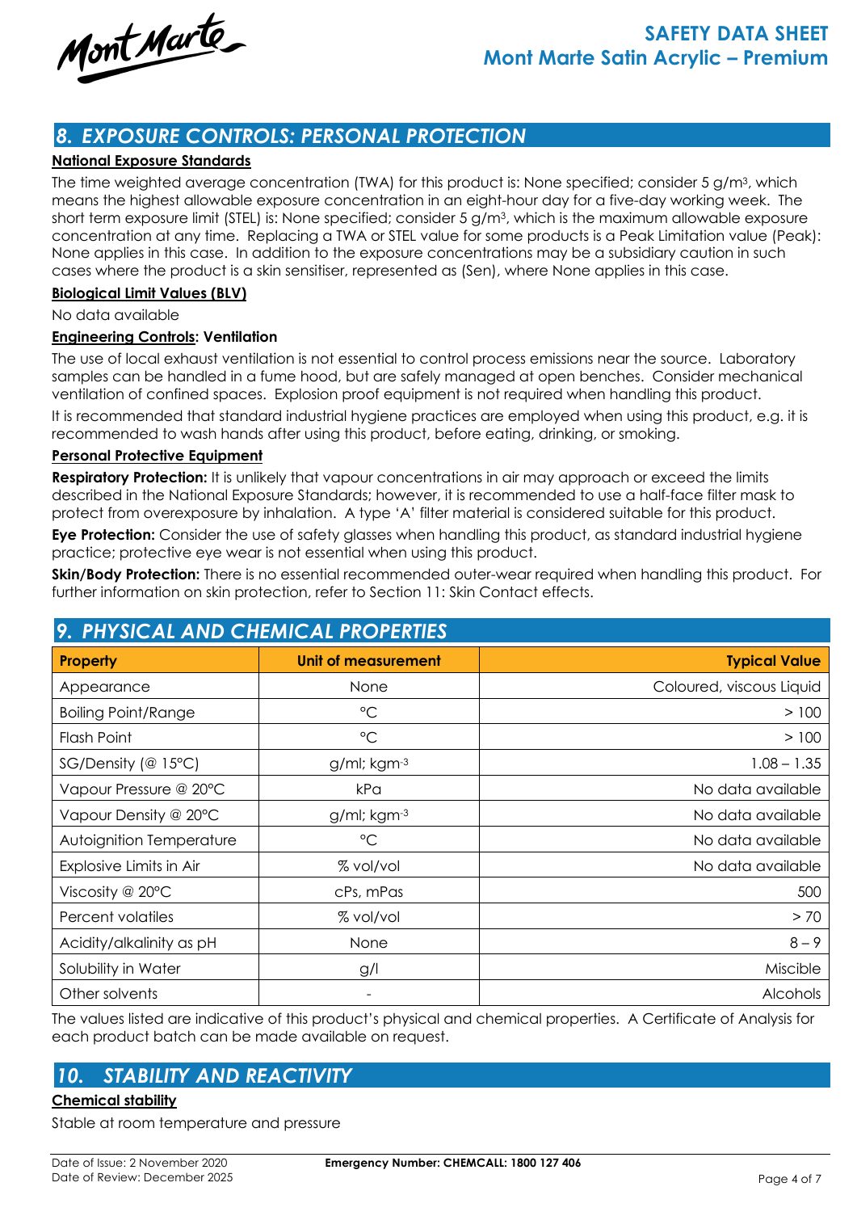## 8. EXPOSURE CONTROLS: PERSONAL PROTECTION

**National Exposure Standards**

The time weighted average concentration (TWA) for this product is: None specified; consider 5 g/m$^3$, which means the highest allowable exposure concentration in an eight-hour day for a five-day working week. The short term exposure limit (STEL) is: None specified; consider 5 g/m$^3$, which is the maximum allowable exposure concentration at any time. Replacing a TWA or STEL value for some products is a Peak Limitation value (Peak): None applies in this case. In addition to the exposure concentrations may be a subsidiary caution in such cases where the product is a skin sensitiser, represented as (Sen), where None applies in this case.

**Biological Limit Values (BLV)**

No data available

**Engineering Controls: Ventilation**

The use of local exhaust ventilation is not essential to control process emissions near the source. Laboratory samples can be handled in a fume hood, but are safely managed at open benches. Consider mechanical ventilation of confined spaces. Explosion proof equipment is not required when handling this product.

It is recommended that standard industrial hygiene practices are employed when using this product, e.g. it is recommended to wash hands after using this product, before eating, drinking, or smoking.

**Personal Protective Equipment**

**Respiratory Protection:** It is unlikely that vapour concentrations in air may approach or exceed the limits described in the National Exposure Standards; however, it is recommended to use a half-face filter mask to protect from overexposure by inhalation. A type 'A' filter material is considered suitable for this product.

**Eye Protection:** Consider the use of safety glasses when handling this product, as standard industrial hygiene practice; protective eye wear is not essential when using this product.

**Skin/Body Protection:** There is no essential recommended outer-wear required when handling this product. For further information on skin protection, refer to Section 11: Skin Contact effects.

## 9. PHYSICAL AND CHEMICAL PROPERTIES

| Property | Unit of measurement | Typical Value |
|---|---|---|
| Appearance | None | Coloured, viscous Liquid |
| Boiling Point/Range | °C | > 100 |
| Flash Point | °C | > 100 |
| SG/Density (@ 15°C) | g/ml; kgm$^{-3}$ | 1.08 – 1.35 |
| Vapour Pressure @ 20°C | kPa | No data available |
| Vapour Density @ 20°C | g/ml; kgm$^{-3}$ | No data available |
| Autoignition Temperature | °C | No data available |
| Explosive Limits in Air | % vol/vol | No data available |
| Viscosity @ 20°C | cPs, mPas | 500 |
| Percent volatiles | % vol/vol | > 70 |
| Acidity/alkalinity as pH | None | 8 – 9 |
| Solubility in Water | g/l | Miscible |
| Other solvents | - | Alcohols |

The values listed are indicative of this product's physical and chemical properties. A Certificate of Analysis for each product batch can be made available on request.

## 10. STABILITY AND REACTIVITY

**Chemical stability**

Stable at room temperature and pressure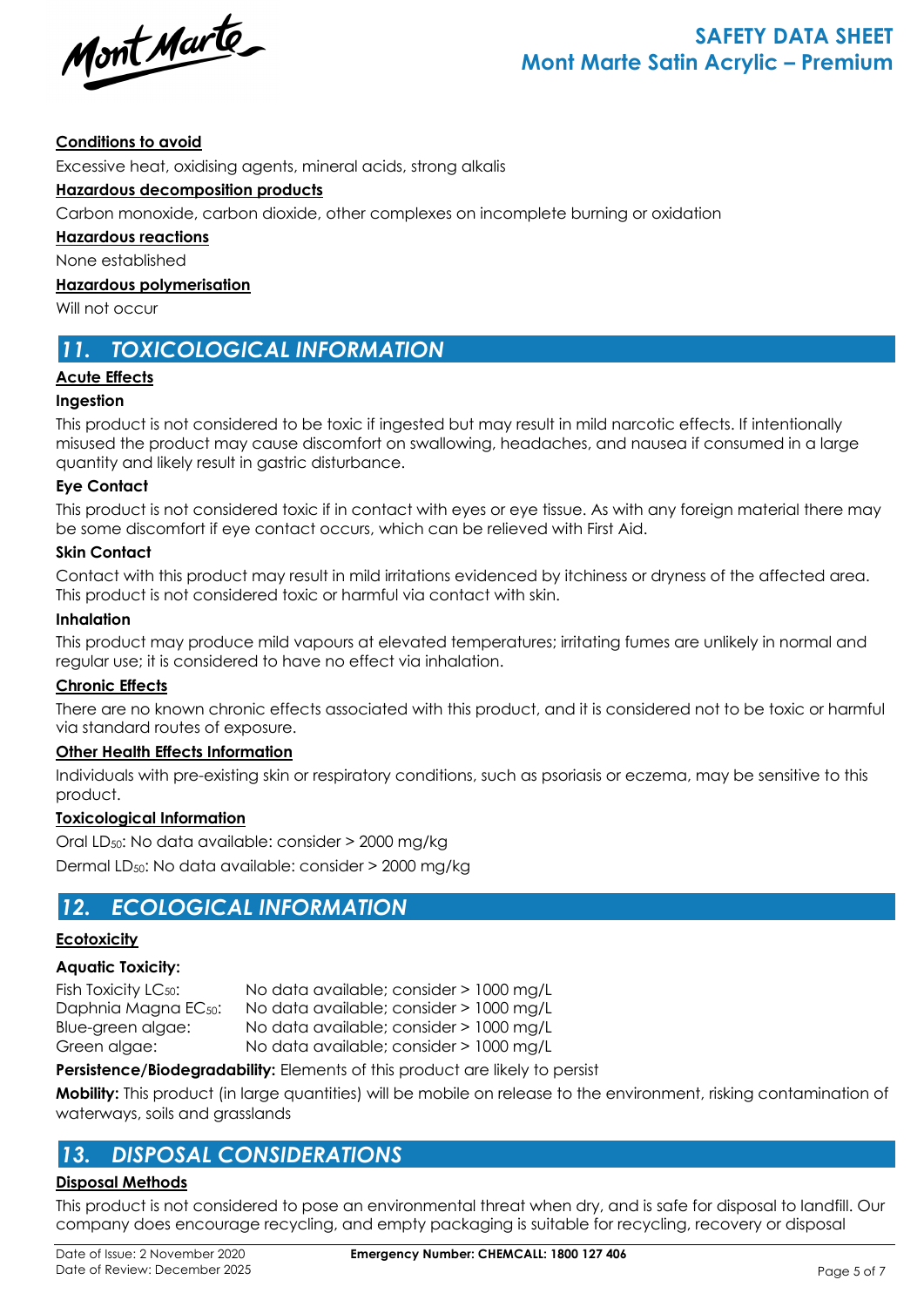**Conditions to avoid**

Excessive heat, oxidising agents, mineral acids, strong alkalis

**Hazardous decomposition products**

Carbon monoxide, carbon dioxide, other complexes on incomplete burning or oxidation

**Hazardous reactions**

None established

**Hazardous polymerisation**

Will not occur

## 11. TOXICOLOGICAL INFORMATION

**Acute Effects**

**Ingestion**

This product is not considered to be toxic if ingested but may result in mild narcotic effects. If intentionally misused the product may cause discomfort on swallowing, headaches, and nausea if consumed in a large quantity and likely result in gastric disturbance.

**Eye Contact**

This product is not considered toxic if in contact with eyes or eye tissue. As with any foreign material there may be some discomfort if eye contact occurs, which can be relieved with First Aid.

**Skin Contact**

Contact with this product may result in mild irritations evidenced by itchiness or dryness of the affected area. This product is not considered toxic or harmful via contact with skin.

**Inhalation**

This product may produce mild vapours at elevated temperatures; irritating fumes are unlikely in normal and regular use; it is considered to have no effect via inhalation.

**Chronic Effects**

There are no known chronic effects associated with this product, and it is considered not to be toxic or harmful via standard routes of exposure.

**Other Health Effects Information**

Individuals with pre-existing skin or respiratory conditions, such as psoriasis or eczema, may be sensitive to this product.

**Toxicological Information**

Oral $LD_{50}$: No data available: consider > 2000 mg/kg

Dermal $LD_{50}$: No data available: consider > 2000 mg/kg

## 12. ECOLOGICAL INFORMATION

**Ecotoxicity**

**Aquatic Toxicity:**

| | |
|---|---|
| Fish Toxicity $LC_{50}$: | No data available; consider > 1000 mg/L |
| Daphnia Magna $EC_{50}$: | No data available; consider > 1000 mg/L |
| Blue-green algae: | No data available; consider > 1000 mg/L |
| Green algae: | No data available; consider > 1000 mg/L |

**Persistence/Biodegradability:** Elements of this product are likely to persist

**Mobility:** This product (in large quantities) will be mobile on release to the environment, risking contamination of waterways, soils and grasslands

## 13. DISPOSAL CONSIDERATIONS

**Disposal Methods**

This product is not considered to pose an environmental threat when dry, and is safe for disposal to landfill. Our company does encourage recycling, and empty packaging is suitable for recycling, recovery or disposal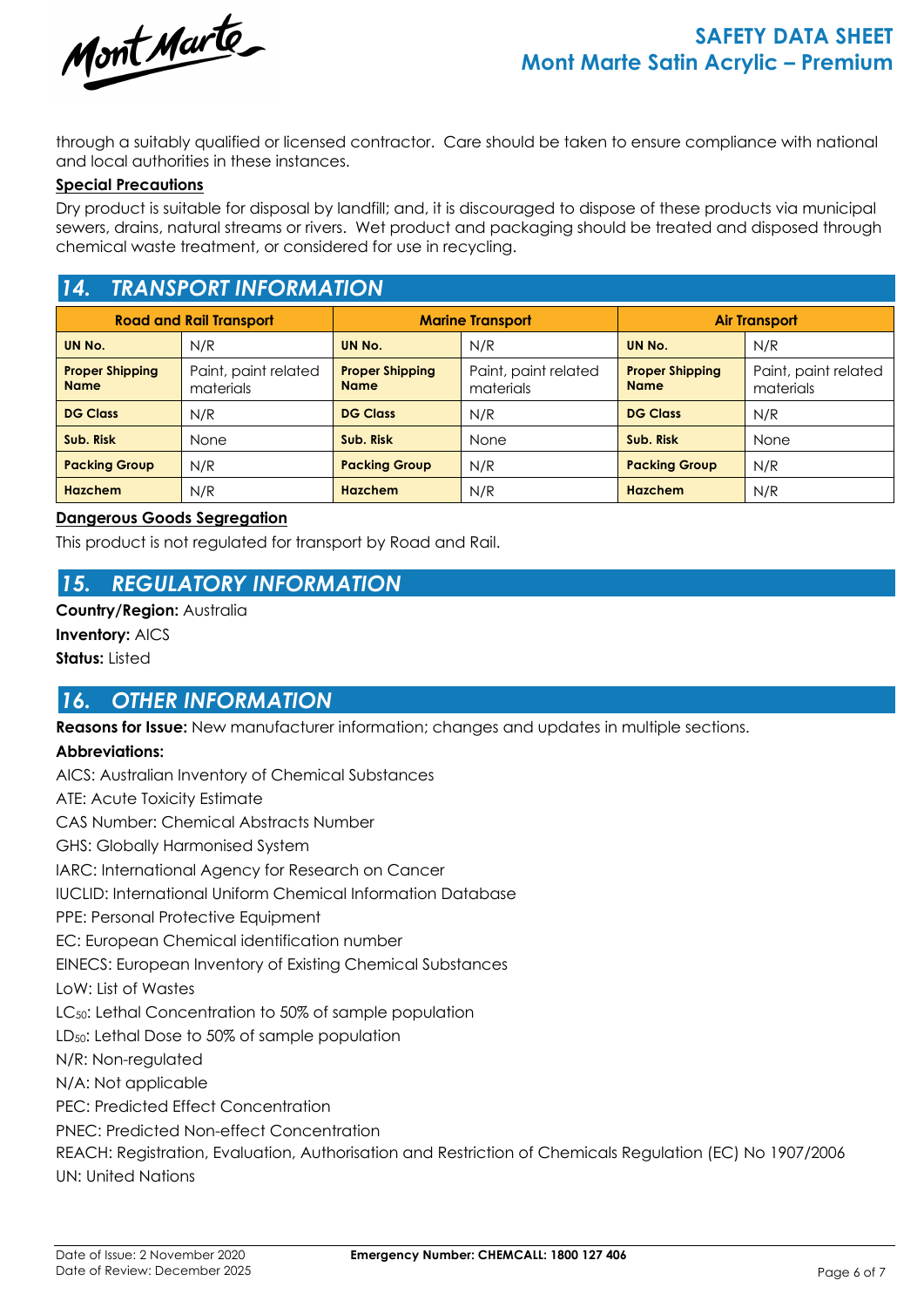through a suitably qualified or licensed contractor. Care should be taken to ensure compliance with national and local authorities in these instances.

**Special Precautions**

Dry product is suitable for disposal by landfill; and, it is discouraged to dispose of these products via municipal sewers, drains, natural streams or rivers. Wet product and packaging should be treated and disposed through chemical waste treatment, or considered for use in recycling.

## 14. TRANSPORT INFORMATION

| Road and Rail Transport | | Marine Transport | | Air Transport | |
|---|---|---|---|---|---|
| **UN No.** | N/R | **UN No.** | N/R | **UN No.** | N/R |
| **Proper Shipping Name** | Paint, paint related materials | **Proper Shipping Name** | Paint, paint related materials | **Proper Shipping Name** | Paint, paint related materials |
| **DG Class** | N/R | **DG Class** | N/R | **DG Class** | N/R |
| **Sub. Risk** | None | **Sub. Risk** | None | **Sub. Risk** | None |
| **Packing Group** | N/R | **Packing Group** | N/R | **Packing Group** | N/R |
| **Hazchem** | N/R | **Hazchem** | N/R | **Hazchem** | N/R |

**Dangerous Goods Segregation**

This product is not regulated for transport by Road and Rail.

## 15. REGULATORY INFORMATION

**Country/Region:** Australia

**Inventory:** AICS

**Status:** Listed

## 16. OTHER INFORMATION

**Reasons for Issue:** New manufacturer information; changes and updates in multiple sections.

**Abbreviations:**

AICS: Australian Inventory of Chemical Substances

ATE: Acute Toxicity Estimate

CAS Number: Chemical Abstracts Number

GHS: Globally Harmonised System

IARC: International Agency for Research on Cancer

IUCLID: International Uniform Chemical Information Database

PPE: Personal Protective Equipment

EC: European Chemical identification number

EINECS: European Inventory of Existing Chemical Substances

LoW: List of Wastes

$LC_{50}$: Lethal Concentration to 50% of sample population

$LD_{50}$: Lethal Dose to 50% of sample population

N/R: Non-regulated

N/A: Not applicable

PEC: Predicted Effect Concentration

PNEC: Predicted Non-effect Concentration

REACH: Registration, Evaluation, Authorisation and Restriction of Chemicals Regulation (EC) No 1907/2006

UN: United Nations

Date of Issue: 2 November 2020
Date of Review: December 2025

**Emergency Number: CHEMCALL: 1800 127 406**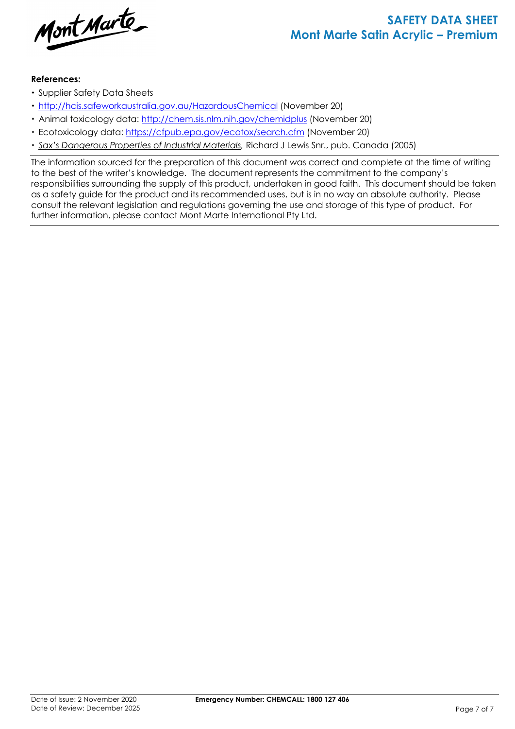**References:**

- Supplier Safety Data Sheets
- http://hcis.safeworkaustralia.gov.au/HazardousChemical (November 20)
- Animal toxicology data: http://chem.sis.nlm.nih.gov/chemidplus (November 20)
- Ecotoxicology data: https://cfpub.epa.gov/ecotox/search.cfm (November 20)
- *Sax's Dangerous Properties of Industrial Materials,* Richard J Lewis Snr., pub. Canada (2005)

The information sourced for the preparation of this document was correct and complete at the time of writing to the best of the writer's knowledge. The document represents the commitment to the company's responsibilities surrounding the supply of this product, undertaken in good faith. This document should be taken as a safety guide for the product and its recommended uses, but is in no way an absolute authority. Please consult the relevant legislation and regulations governing the use and storage of this type of product. For further information, please contact Mont Marte International Pty Ltd.